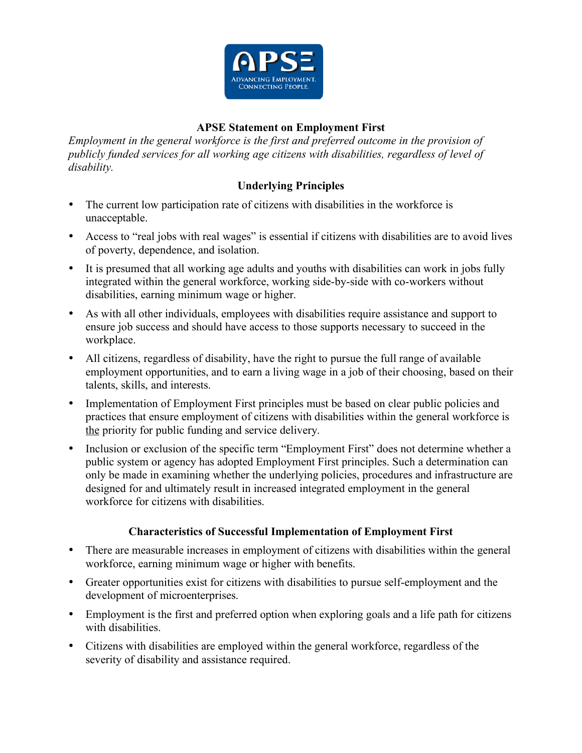## APSE Statement on Employment First

*Employment in the general workforce is the first and preferred outcome in the provision of publicly funded services for all working age citizens with disabilities, regardless of level of disability.*

### Underlying Principles

- The current low participation rate of citizens with disabilities in the workforce is unacceptable.
- Access to "real jobs with real wages" is essential if citizens with disabilities are to avoid lives of poverty, dependence, and isolation.
- It is presumed that all working age adults and youths with disabilities can work in jobs fully integrated within the general workforce, working side-by-side with co-workers without disabilities, earning minimum wage or higher.
- As with all other individuals, employees with disabilities require assistance and support to ensure job success and should have access to those supports necessary to succeed in the workplace.
- All citizens, regardless of disability, have the right to pursue the full range of available employment opportunities, and to earn a living wage in a job of their choosing, based on their talents, skills, and interests.
- Implementation of Employment First principles must be based on clear public policies and practices that ensure employment of citizens with disabilities within the general workforce is <u>the</u> priority for public funding and service delivery.
- Inclusion or exclusion of the specific term "Employment First" does not determine whether a public system or agency has adopted Employment First principles. Such a determination can only be made in examining whether the underlying policies, procedures and infrastructure are designed for and ultimately result in increased integrated employment in the general workforce for citizens with disabilities.

### Characteristics of Successful Implementation of Employment First

- There are measurable increases in employment of citizens with disabilities within the general workforce, earning minimum wage or higher with benefits.
- Greater opportunities exist for citizens with disabilities to pursue self-employment and the development of microenterprises.
- Employment is the first and preferred option when exploring goals and a life path for citizens with disabilities.
- Citizens with disabilities are employed within the general workforce, regardless of the severity of disability and assistance required.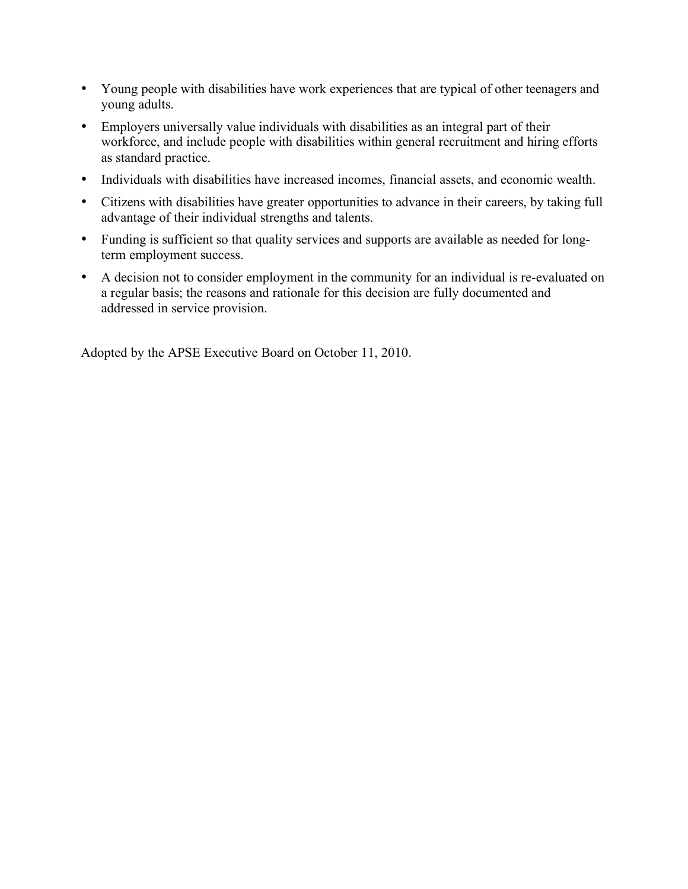- Young people with disabilities have work experiences that are typical of other teenagers and young adults.
- Employers universally value individuals with disabilities as an integral part of their workforce, and include people with disabilities within general recruitment and hiring efforts as standard practice.
- Individuals with disabilities have increased incomes, financial assets, and economic wealth.
- Citizens with disabilities have greater opportunities to advance in their careers, by taking full advantage of their individual strengths and talents.
- Funding is sufficient so that quality services and supports are available as needed for long-term employment success.
- A decision not to consider employment in the community for an individual is re-evaluated on a regular basis; the reasons and rationale for this decision are fully documented and addressed in service provision.

Adopted by the APSE Executive Board on October 11, 2010.